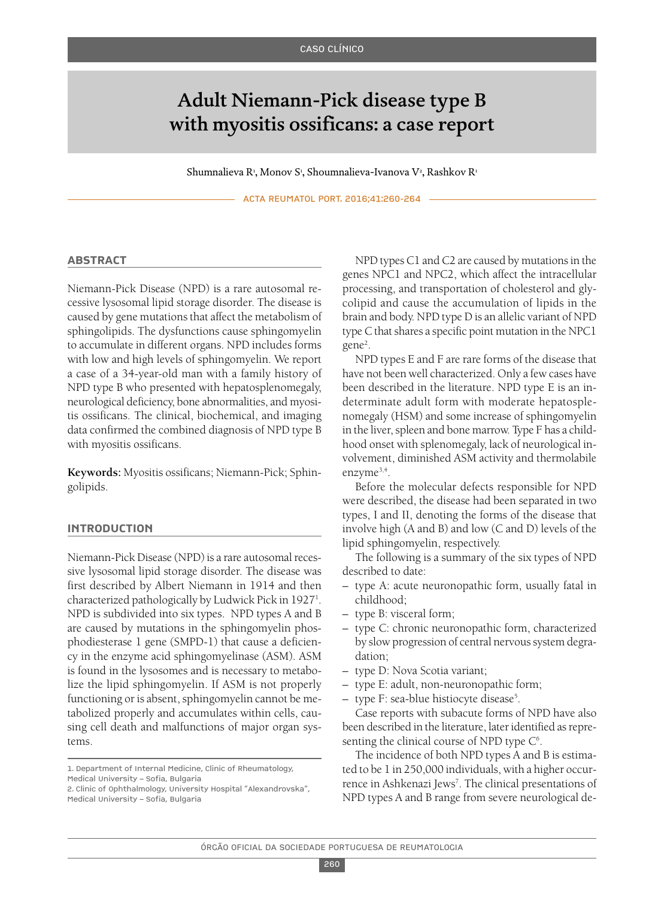CASO CLÍNICO

# Adult Niemann-Pick disease type B with myositis ossificans: a case report

Shumnalieva R[1], Monov S[1], Shoumnalieva-Ivanova V[2], Rashkov R[1]

## ABSTRACT

Niemann-Pick Disease (NPD) is a rare autosomal recessive lysosomal lipid storage disorder. The disease is caused by gene mutations that affect the metabolism of sphingolipids. The dysfunctions cause sphingomyelin to accumulate in different organs. NPD includes forms with low and high levels of sphingomyelin. We report a case of a 34-year-old man with a family history of NPD type B who presented with hepatosplenomegaly, neurological deficiency, bone abnormalities, and myositis ossificans. The clinical, biochemical, and imaging data confirmed the combined diagnosis of NPD type B with myositis ossificans.

**Keywords:** Myositis ossificans; Niemann-Pick; Sphingolipids.

## INTRODUCTION

Niemann-Pick Disease (NPD) is a rare autosomal recessive lysosomal lipid storage disorder. The disease was first described by Albert Niemann in 1914 and then characterized pathologically by Ludwick Pick in 1927[1]. NPD is subdivided into six types. NPD types A and B are caused by mutations in the sphingomyelin phosphodiesterase 1 gene (SMPD-1) that cause a deficiency in the enzyme acid sphingomyelinase (ASM). ASM is found in the lysosomes and is necessary to metabolize the lipid sphingomyelin. If ASM is not properly functioning or is absent, sphingomyelin cannot be metabolized properly and accumulates within cells, causing cell death and malfunctions of major organ systems.

NPD types C1 and C2 are caused by mutations in the genes NPC1 and NPC2, which affect the intracellular processing, and transportation of cholesterol and glycolipid and cause the accumulation of lipids in the brain and body. NPD type D is an allelic variant of NPD type C that shares a specific point mutation in the NPC1 gene[2].

NPD types E and F are rare forms of the disease that have not been well characterized. Only a few cases have been described in the literature. NPD type E is an indeterminate adult form with moderate hepatosplenomegaly (HSM) and some increase of sphingomyelin in the liver, spleen and bone marrow. Type F has a childhood onset with splenomegaly, lack of neurological involvement, diminished ASM activity and thermolabile enzyme[3,4].

Before the molecular defects responsible for NPD were described, the disease had been separated in two types, I and II, denoting the forms of the disease that involve high (A and B) and low (C and D) levels of the lipid sphingomyelin, respectively.

The following is a summary of the six types of NPD described to date:

- type A: acute neuronopathic form, usually fatal in childhood;
- type B: visceral form;
- type C: chronic neuronopathic form, characterized by slow progression of central nervous system degradation;
- type D: Nova Scotia variant;
- type E: adult, non-neuronopathic form;
- type F: sea-blue histiocyte disease[5].

Case reports with subacute forms of NPD have also been described in the literature, later identified as representing the clinical course of NPD type C[6].

The incidence of both NPD types A and B is estimated to be 1 in 250,000 individuals, with a higher occurrence in Ashkenazi Jews[7]. The clinical presentations of NPD types A and B range from severe neurological de-

1. Department of Internal Medicine, Clinic of Rheumatology, Medical University – Sofia, Bulgaria
2. Clinic of Ophthalmology, University Hospital "Alexandrovska", Medical University – Sofia, Bulgaria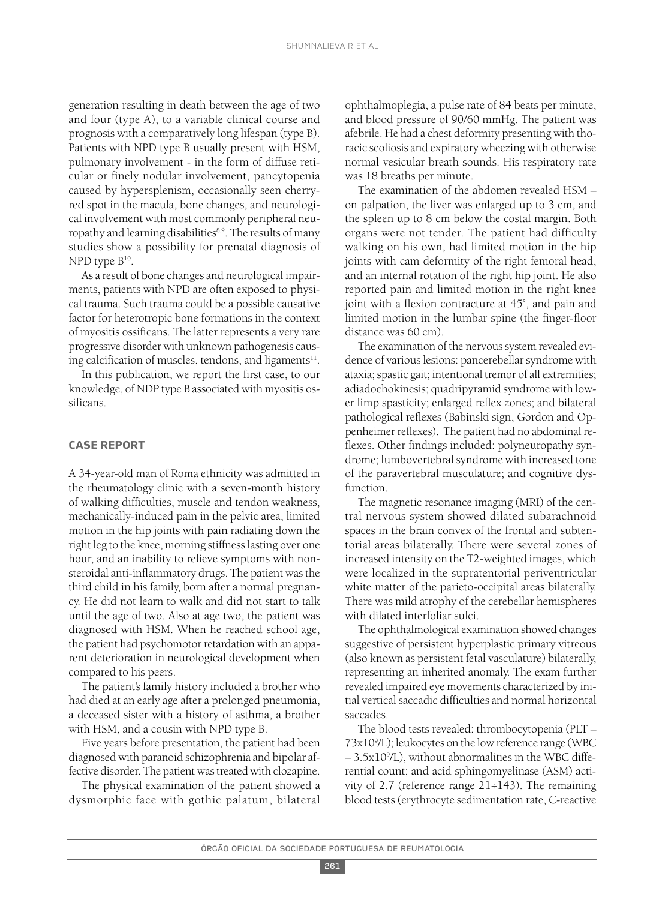generation resulting in death between the age of two and four (type A), to a variable clinical course and prognosis with a comparatively long lifespan (type B). Patients with NPD type B usually present with HSM, pulmonary involvement - in the form of diffuse reticular or finely nodular involvement, pancytopenia caused by hypersplenism, occasionally seen cherry-red spot in the macula, bone changes, and neurological involvement with most commonly peripheral neuropathy and learning disabilities[8,9]. The results of many studies show a possibility for prenatal diagnosis of NPD type B[10].

As a result of bone changes and neurological impairments, patients with NPD are often exposed to physical trauma. Such trauma could be a possible causative factor for heterotropic bone formations in the context of myositis ossificans. The latter represents a very rare progressive disorder with unknown pathogenesis causing calcification of muscles, tendons, and ligaments[11].

In this publication, we report the first case, to our knowledge, of NDP type B associated with myositis ossificans.

## CASE REPORT

A 34-year-old man of Roma ethnicity was admitted in the rheumatology clinic with a seven-month history of walking difficulties, muscle and tendon weakness, mechanically-induced pain in the pelvic area, limited motion in the hip joints with pain radiating down the right leg to the knee, morning stiffness lasting over one hour, and an inability to relieve symptoms with nonsteroidal anti-inflammatory drugs. The patient was the third child in his family, born after a normal pregnancy. He did not learn to walk and did not start to talk until the age of two. Also at age two, the patient was diagnosed with HSM. When he reached school age, the patient had psychomotor retardation with an apparent deterioration in neurological development when compared to his peers.

The patient's family history included a brother who had died at an early age after a prolonged pneumonia, a deceased sister with a history of asthma, a brother with HSM, and a cousin with NPD type B.

Five years before presentation, the patient had been diagnosed with paranoid schizophrenia and bipolar affective disorder. The patient was treated with clozapine.

The physical examination of the patient showed a dysmorphic face with gothic palatum, bilateral ophthalmoplegia, a pulse rate of 84 beats per minute, and blood pressure of 90/60 mmHg. The patient was afebrile. He had a chest deformity presenting with thoracic scoliosis and expiratory wheezing with otherwise normal vesicular breath sounds. His respiratory rate was 18 breaths per minute.

The examination of the abdomen revealed HSM – on palpation, the liver was enlarged up to 3 cm, and the spleen up to 8 cm below the costal margin. Both organs were not tender. The patient had difficulty walking on his own, had limited motion in the hip joints with cam deformity of the right femoral head, and an internal rotation of the right hip joint. He also reported pain and limited motion in the right knee joint with a flexion contracture at 45°, and pain and limited motion in the lumbar spine (the finger-floor distance was 60 cm).

The examination of the nervous system revealed evidence of various lesions: pancerebellar syndrome with ataxia; spastic gait; intentional tremor of all extremities; adiadochokinesis; quadripyramid syndrome with lower limp spasticity; enlarged reflex zones; and bilateral pathological reflexes (Babinski sign, Gordon and Oppenheimer reflexes). The patient had no abdominal reflexes. Other findings included: polyneuropathy syndrome; lumbovertebral syndrome with increased tone of the paravertebral musculature; and cognitive dysfunction.

The magnetic resonance imaging (MRI) of the central nervous system showed dilated subarachnoid spaces in the brain convex of the frontal and subtentorial areas bilaterally. There were several zones of increased intensity on the T2-weighted images, which were localized in the supratentorial periventricular white matter of the parieto-occipital areas bilaterally. There was mild atrophy of the cerebellar hemispheres with dilated interfoliar sulci.

The ophthalmological examination showed changes suggestive of persistent hyperplastic primary vitreous (also known as persistent fetal vasculature) bilaterally, representing an inherited anomaly. The exam further revealed impaired eye movements characterized by initial vertical saccadic difficulties and normal horizontal saccades.

The blood tests revealed: thrombocytopenia (PLT – $73 \times 10^9$/L); leukocytes on the low reference range (WBC – $3.5 \times 10^9$/L), without abnormalities in the WBC differential count; and acid sphingomyelinase (ASM) activity of 2.7 (reference range 21÷143). The remaining blood tests (erythrocyte sedimentation rate, C-reactive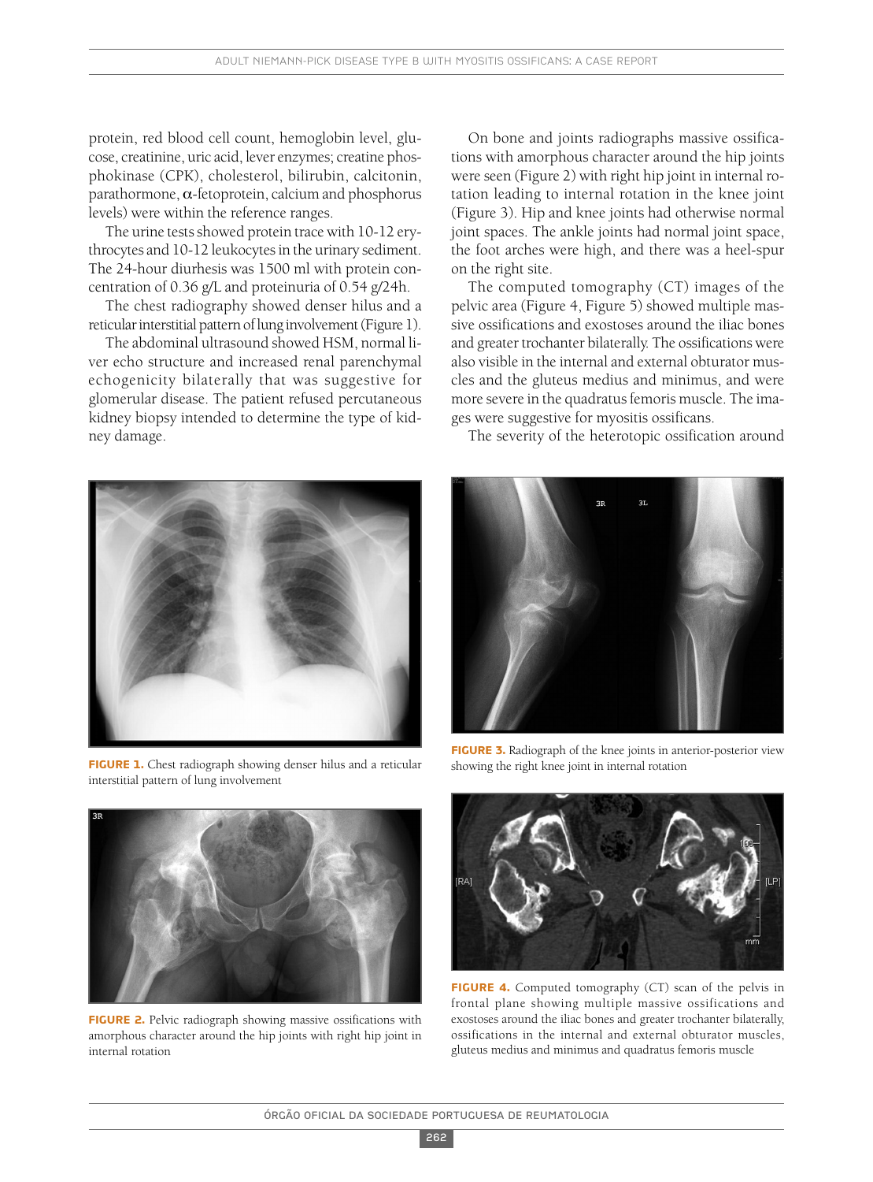protein, red blood cell count, hemoglobin level, glucose, creatinine, uric acid, lever enzymes; creatine phosphokinase (CPK), cholesterol, bilirubin, calcitonin, parathormone, α-fetoprotein, calcium and phosphorus levels) were within the reference ranges.

The urine tests showed protein trace with 10-12 erythrocytes and 10-12 leukocytes in the urinary sediment. The 24-hour diurhesis was 1500 ml with protein concentration of 0.36 g/L and proteinuria of 0.54 g/24h.

The chest radiography showed denser hilus and a reticular interstitial pattern of lung involvement (Figure 1).

The abdominal ultrasound showed HSM, normal liver echo structure and increased renal parenchymal echogenicity bilaterally that was suggestive for glomerular disease. The patient refused percutaneous kidney biopsy intended to determine the type of kidney damage.

On bone and joints radiographs massive ossifications with amorphous character around the hip joints were seen (Figure 2) with right hip joint in internal rotation leading to internal rotation in the knee joint (Figure 3). Hip and knee joints had otherwise normal joint spaces. The ankle joints had normal joint space, the foot arches were high, and there was a heel-spur on the right site.

The computed tomography (CT) images of the pelvic area (Figure 4, Figure 5) showed multiple massive ossifications and exostoses around the iliac bones and greater trochanter bilaterally. The ossifications were also visible in the internal and external obturator muscles and the gluteus medius and minimus, and were more severe in the quadratus femoris muscle. The images were suggestive for myositis ossificans.

The severity of the heterotopic ossification around

**FIGURE 1.** Chest radiograph showing denser hilus and a reticular interstitial pattern of lung involvement

**FIGURE 2.** Pelvic radiograph showing massive ossifications with amorphous character around the hip joints with right hip joint in internal rotation

**FIGURE 3.** Radiograph of the knee joints in anterior-posterior view showing the right knee joint in internal rotation

**FIGURE 4.** Computed tomography (CT) scan of the pelvis in frontal plane showing multiple massive ossifications and exostoses around the iliac bones and greater trochanter bilaterally, ossifications in the internal and external obturator muscles, gluteus medius and minimus and quadratus femoris muscle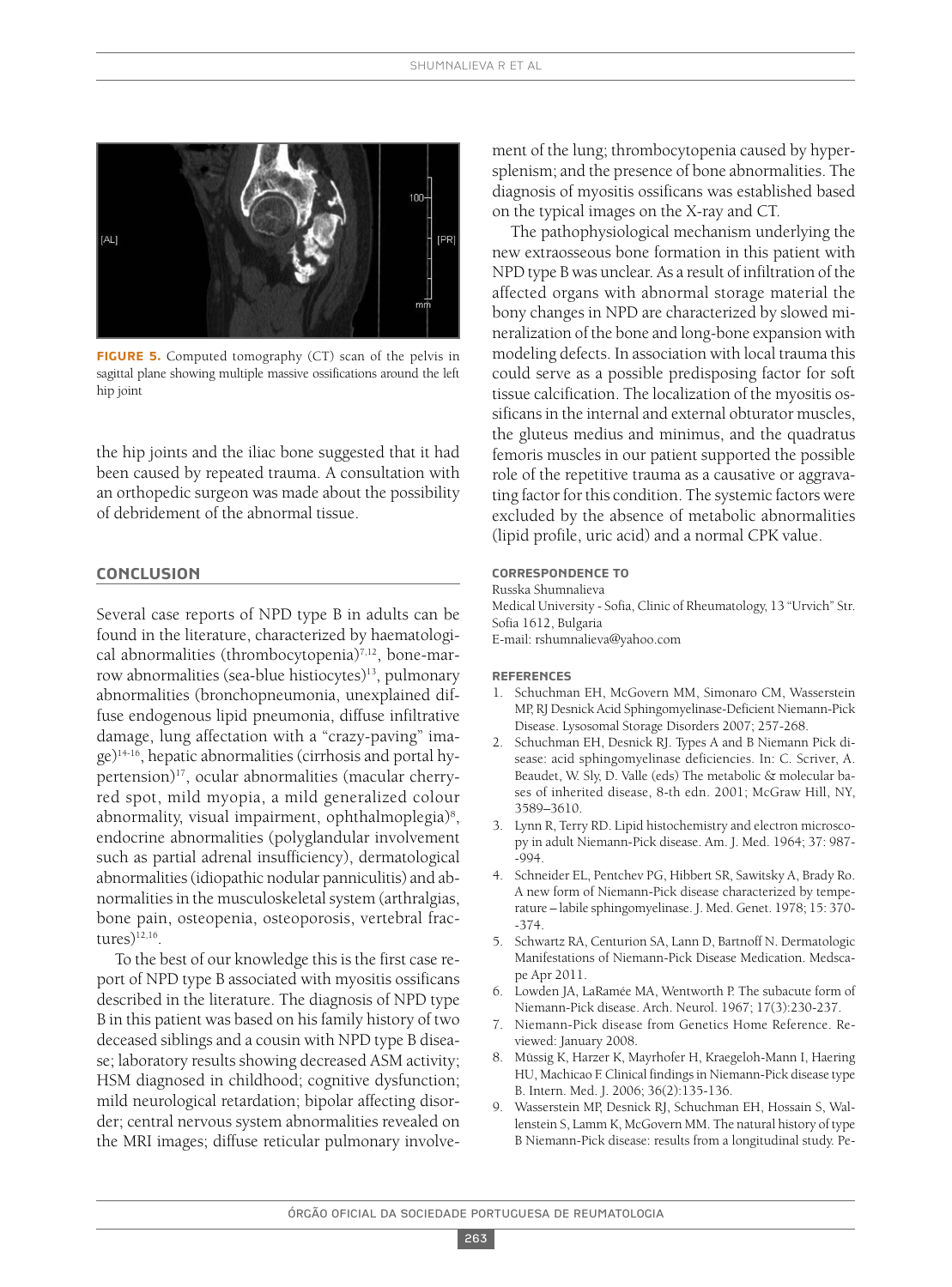FIGURE 5. Computed tomography (CT) scan of the pelvis in sagittal plane showing multiple massive ossifications around the left hip joint

the hip joints and the iliac bone suggested that it had been caused by repeated trauma. A consultation with an orthopedic surgeon was made about the possibility of debridement of the abnormal tissue.

## CONCLUSION

Several case reports of NPD type B in adults can be found in the literature, characterized by haematological abnormalities (thrombocytopenia)[7,12], bone-marrow abnormalities (sea-blue histiocytes)[13], pulmonary abnormalities (bronchopneumonia, unexplained diffuse endogenous lipid pneumonia, diffuse infiltrative damage, lung affectation with a "crazy-paving" image)[14-16], hepatic abnormalities (cirrhosis and portal hypertension)[17], ocular abnormalities (macular cherry-red spot, mild myopia, a mild generalized colour abnormality, visual impairment, ophthalmoplegia)[8], endocrine abnormalities (polyglandular involvement such as partial adrenal insufficiency), dermatological abnormalities (idiopathic nodular panniculitis) and abnormalities in the musculoskeletal system (arthralgias, bone pain, osteopenia, osteoporosis, vertebral fractures)[12,16].

To the best of our knowledge this is the first case report of NPD type B associated with myositis ossificans described in the literature. The diagnosis of NPD type B in this patient was based on his family history of two deceased siblings and a cousin with NPD type B disease; laboratory results showing decreased ASM activity; HSM diagnosed in childhood; cognitive dysfunction; mild neurological retardation; bipolar affecting disorder; central nervous system abnormalities revealed on the MRI images; diffuse reticular pulmonary involvement of the lung; thrombocytopenia caused by hypersplenism; and the presence of bone abnormalities. The diagnosis of myositis ossificans was established based on the typical images on the X-ray and CT.

The pathophysiological mechanism underlying the new extraosseous bone formation in this patient with NPD type B was unclear. As a result of infiltration of the affected organs with abnormal storage material the bony changes in NPD are characterized by slowed mineralization of the bone and long-bone expansion with modeling defects. In association with local trauma this could serve as a possible predisposing factor for soft tissue calcification. The localization of the myositis ossificans in the internal and external obturator muscles, the gluteus medius and minimus, and the quadratus femoris muscles in our patient supported the possible role of the repetitive trauma as a causative or aggravating factor for this condition. The systemic factors were excluded by the absence of metabolic abnormalities (lipid profile, uric acid) and a normal CPK value.

### CORRESPONDENCE TO

Russka Shumnalieva
Medical University - Sofia, Clinic of Rheumatology, 13 "Urvich" Str.
Sofia 1612, Bulgaria
E-mail: rshumnalieva@yahoo.com

### REFERENCES

1. Schuchman EH, McGovern MM, Simonaro CM, Wasserstein MP, RJ Desnick Acid Sphingomyelinase-Deficient Niemann-Pick Disease. Lysosomal Storage Disorders 2007; 257-268.
2. Schuchman EH, Desnick RJ. Types A and B Niemann Pick disease: acid sphingomyelinase deficiencies. In: C. Scriver, A. Beaudet, W. Sly, D. Valle (eds) The metabolic & molecular bases of inherited disease, 8-th edn. 2001; McGraw Hill, NY, 3589–3610.
3. Lynn R, Terry RD. Lipid histochemistry and electron microscopy in adult Niemann-Pick disease. Am. J. Med. 1964; 37: 987--994.
4. Schneider EL, Pentchev PG, Hibbert SR, Sawitsky A, Brady Ro. A new form of Niemann-Pick disease characterized by temperature – labile sphingomyelinase. J. Med. Genet. 1978; 15: 370--374.
5. Schwartz RA, Centurion SA, Lann D, Bartnoff N. Dermatologic Manifestations of Niemann-Pick Disease Medication. Medscape Apr 2011.
6. Lowden JA, LaRamée MA, Wentworth P. The subacute form of Niemann-Pick disease. Arch. Neurol. 1967; 17(3):230-237.
7. Niemann-Pick disease from Genetics Home Reference. Reviewed: January 2008.
8. Müssig K, Harzer K, Mayrhofer H, Kraegeloh-Mann I, Haering HU, Machicao F. Clinical findings in Niemann-Pick disease type B. Intern. Med. J. 2006; 36(2):135-136.
9. Wasserstein MP, Desnick RJ, Schuchman EH, Hossain S, Wallenstein S, Lamm K, McGovern MM. The natural history of type B Niemann-Pick disease: results from a longitudinal study. Pe-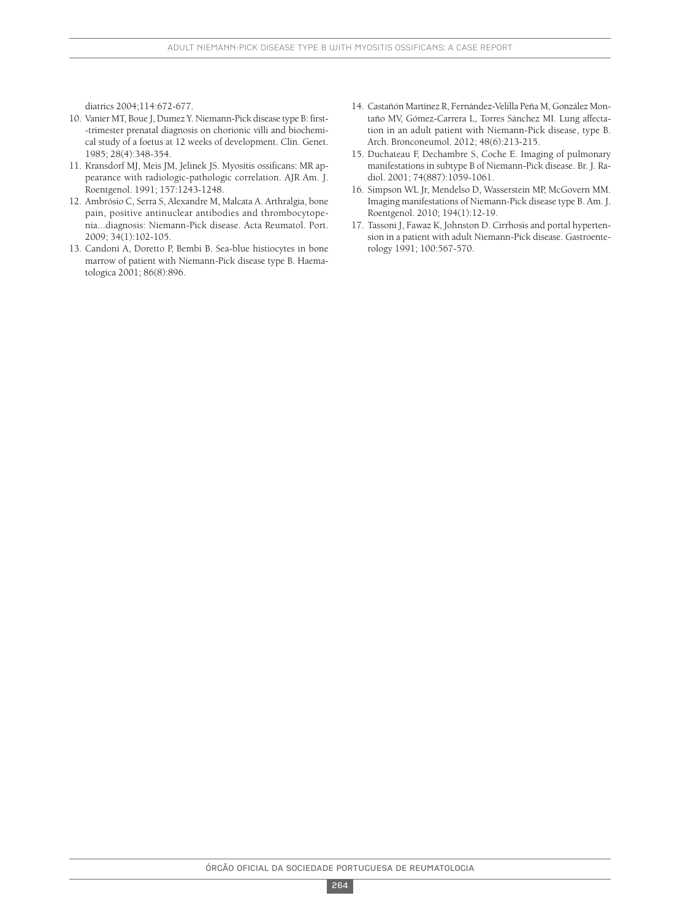diatrics 2004;114:672-677.

10. Vanier MT, Boue J, Dumez Y. Niemann-Pick disease type B: first--trimester prenatal diagnosis on chorionic villi and biochemical study of a foetus at 12 weeks of development. Clin. Genet. 1985; 28(4):348-354.
11. Kransdorf MJ, Meis JM, Jelinek JS. Myositis ossificans: MR appearance with radiologic-pathologic correlation. AJR Am. J. Roentgenol. 1991; 157:1243-1248.
12. Ambrósio C, Serra S, Alexandre M, Malcata A. Arthralgia, bone pain, positive antinuclear antibodies and thrombocytopenia...diagnosis: Niemann-Pick disease. Acta Reumatol. Port. 2009; 34(1):102-105.
13. Candoni A, Doretto P, Bembi B. Sea-blue histiocytes in bone marrow of patient with Niemann-Pick disease type B. Haematologica 2001; 86(8):896.
14. Castañón Martínez R, Fernández-Velilla Peña M, González Montaño MV, Gómez-Carrera L, Torres Sánchez MI. Lung affectation in an adult patient with Niemann-Pick disease, type B. Arch. Bronconeumol. 2012; 48(6):213-215.
15. Duchateau F, Dechambre S, Coche E. Imaging of pulmonary manifestations in subtype B of Niemann-Pick disease. Br. J. Radiol. 2001; 74(887):1059-1061.
16. Simpson WL Jr, Mendelso D, Wasserstein MP, McGovern MM. Imaging manifestations of Niemann-Pick disease type B. Am. J. Roentgenol. 2010; 194(1):12-19.
17. Tassoni J, Fawaz K, Johnston D. Cirrhosis and portal hypertension in a patient with adult Niemann-Pick disease. Gastroenterology 1991; 100:567-570.